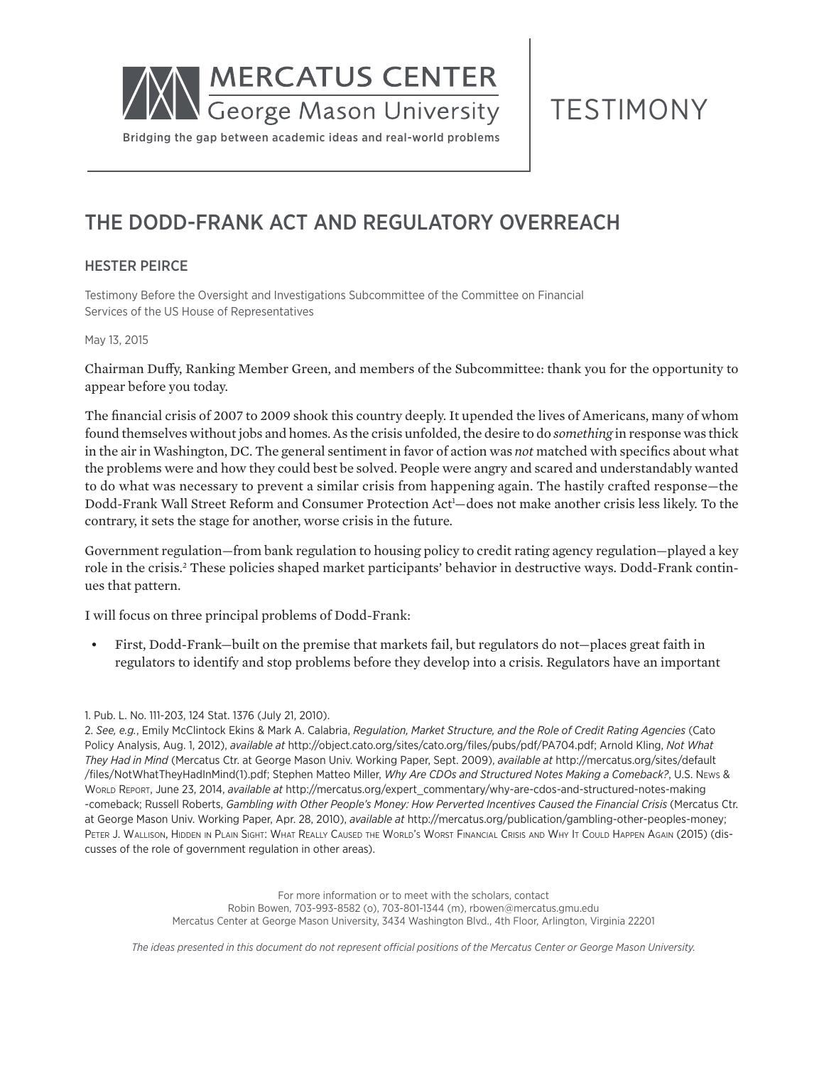MERCATUS CENTER
George Mason University
Bridging the gap between academic ideas and real-world problems

TESTIMONY

# THE DODD-FRANK ACT AND REGULATORY OVERREACH

## HESTER PEIRCE

Testimony Before the Oversight and Investigations Subcommittee of the Committee on Financial Services of the US House of Representatives

May 13, 2015

Chairman Duffy, Ranking Member Green, and members of the Subcommittee: thank you for the opportunity to appear before you today.

The financial crisis of 2007 to 2009 shook this country deeply. It upended the lives of Americans, many of whom found themselves without jobs and homes. As the crisis unfolded, the desire to do *something* in response was thick in the air in Washington, DC. The general sentiment in favor of action was *not* matched with specifics about what the problems were and how they could best be solved. People were angry and scared and understandably wanted to do what was necessary to prevent a similar crisis from happening again. The hastily crafted response—the Dodd-Frank Wall Street Reform and Consumer Protection Act[1]—does not make another crisis less likely. To the contrary, it sets the stage for another, worse crisis in the future.

Government regulation—from bank regulation to housing policy to credit rating agency regulation—played a key role in the crisis.[2] These policies shaped market participants' behavior in destructive ways. Dodd-Frank continues that pattern.

I will focus on three principal problems of Dodd-Frank:

- First, Dodd-Frank—built on the premise that markets fail, but regulators do not—places great faith in regulators to identify and stop problems before they develop into a crisis. Regulators have an important

1. Pub. L. No. 111-203, 124 Stat. 1376 (July 21, 2010).
2. *See, e.g.*, Emily McClintock Ekins & Mark A. Calabria, *Regulation, Market Structure, and the Role of Credit Rating Agencies* (Cato Policy Analysis, Aug. 1, 2012), *available at* http://object.cato.org/sites/cato.org/files/pubs/pdf/PA704.pdf; Arnold Kling, *Not What They Had in Mind* (Mercatus Ctr. at George Mason Univ. Working Paper, Sept. 2009), *available at* http://mercatus.org/sites/default/files/NotWhatTheyHadInMind(1).pdf; Stephen Matteo Miller, *Why Are CDOs and Structured Notes Making a Comeback?*, U.S. News & World Report, June 23, 2014, *available at* http://mercatus.org/expert_commentary/why-are-cdos-and-structured-notes-making-comeback; Russell Roberts, *Gambling with Other People's Money: How Perverted Incentives Caused the Financial Crisis* (Mercatus Ctr. at George Mason Univ. Working Paper, Apr. 28, 2010), *available at* http://mercatus.org/publication/gambling-other-peoples-money; Peter J. Wallison, Hidden in Plain Sight: What Really Caused the World's Worst Financial Crisis and Why It Could Happen Again (2015) (discusses of the role of government regulation in other areas).

For more information or to meet with the scholars, contact
Robin Bowen, 703-993-8582 (o), 703-801-1344 (m), rbowen@mercatus.gmu.edu
Mercatus Center at George Mason University, 3434 Washington Blvd., 4th Floor, Arlington, Virginia 22201

*The ideas presented in this document do not represent official positions of the Mercatus Center or George Mason University.*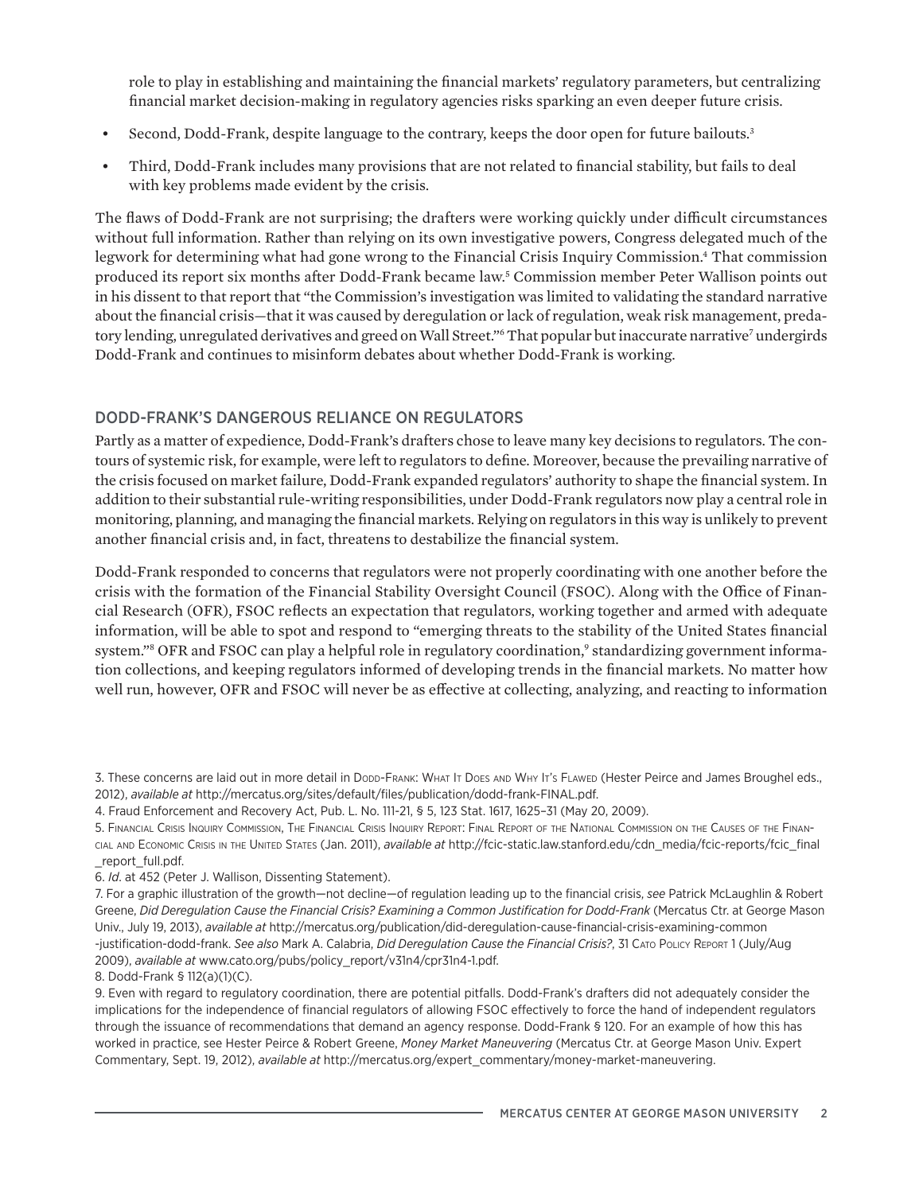role to play in establishing and maintaining the financial markets' regulatory parameters, but centralizing financial market decision-making in regulatory agencies risks sparking an even deeper future crisis.

- Second, Dodd-Frank, despite language to the contrary, keeps the door open for future bailouts.[3]
- Third, Dodd-Frank includes many provisions that are not related to financial stability, but fails to deal with key problems made evident by the crisis.

The flaws of Dodd-Frank are not surprising; the drafters were working quickly under difficult circumstances without full information. Rather than relying on its own investigative powers, Congress delegated much of the legwork for determining what had gone wrong to the Financial Crisis Inquiry Commission.[4] That commission produced its report six months after Dodd-Frank became law.[5] Commission member Peter Wallison points out in his dissent to that report that "the Commission's investigation was limited to validating the standard narrative about the financial crisis—that it was caused by deregulation or lack of regulation, weak risk management, predatory lending, unregulated derivatives and greed on Wall Street."[6] That popular but inaccurate narrative[7] undergirds Dodd-Frank and continues to misinform debates about whether Dodd-Frank is working.

## DODD-FRANK'S DANGEROUS RELIANCE ON REGULATORS

Partly as a matter of expedience, Dodd-Frank's drafters chose to leave many key decisions to regulators. The contours of systemic risk, for example, were left to regulators to define. Moreover, because the prevailing narrative of the crisis focused on market failure, Dodd-Frank expanded regulators' authority to shape the financial system. In addition to their substantial rule-writing responsibilities, under Dodd-Frank regulators now play a central role in monitoring, planning, and managing the financial markets. Relying on regulators in this way is unlikely to prevent another financial crisis and, in fact, threatens to destabilize the financial system.

Dodd-Frank responded to concerns that regulators were not properly coordinating with one another before the crisis with the formation of the Financial Stability Oversight Council (FSOC). Along with the Office of Financial Research (OFR), FSOC reflects an expectation that regulators, working together and armed with adequate information, will be able to spot and respond to "emerging threats to the stability of the United States financial system."[8] OFR and FSOC can play a helpful role in regulatory coordination,[9] standardizing government information collections, and keeping regulators informed of developing trends in the financial markets. No matter how well run, however, OFR and FSOC will never be as effective at collecting, analyzing, and reacting to information

3. These concerns are laid out in more detail in Dodd-Frank: What It Does and Why It's Flawed (Hester Peirce and James Broughel eds., 2012), *available at* http://mercatus.org/sites/default/files/publication/dodd-frank-FINAL.pdf.

4. Fraud Enforcement and Recovery Act, Pub. L. No. 111-21, § 5, 123 Stat. 1617, 1625–31 (May 20, 2009).

5. Financial Crisis Inquiry Commission, The Financial Crisis Inquiry Report: Final Report of the National Commission on the Causes of the Financial and Economic Crisis in the United States (Jan. 2011), *available at* http://fcic-static.law.stanford.edu/cdn_media/fcic-reports/fcic_final_report_full.pdf.

6. *Id.* at 452 (Peter J. Wallison, Dissenting Statement).

7. For a graphic illustration of the growth—not decline—of regulation leading up to the financial crisis, *see* Patrick McLaughlin & Robert Greene, *Did Deregulation Cause the Financial Crisis? Examining a Common Justification for Dodd-Frank* (Mercatus Ctr. at George Mason Univ., July 19, 2013), *available at* http://mercatus.org/publication/did-deregulation-cause-financial-crisis-examining-common-justification-dodd-frank. *See also* Mark A. Calabria, *Did Deregulation Cause the Financial Crisis?*, 31 Cato Policy Report 1 (July/Aug 2009), *available at* www.cato.org/pubs/policy_report/v31n4/cpr31n4-1.pdf.

8. Dodd-Frank § 112(a)(1)(C).

9. Even with regard to regulatory coordination, there are potential pitfalls. Dodd-Frank's drafters did not adequately consider the implications for the independence of financial regulators of allowing FSOC effectively to force the hand of independent regulators through the issuance of recommendations that demand an agency response. Dodd-Frank § 120. For an example of how this has worked in practice, see Hester Peirce & Robert Greene, *Money Market Maneuvering* (Mercatus Ctr. at George Mason Univ. Expert Commentary, Sept. 19, 2012), *available at* http://mercatus.org/expert_commentary/money-market-maneuvering.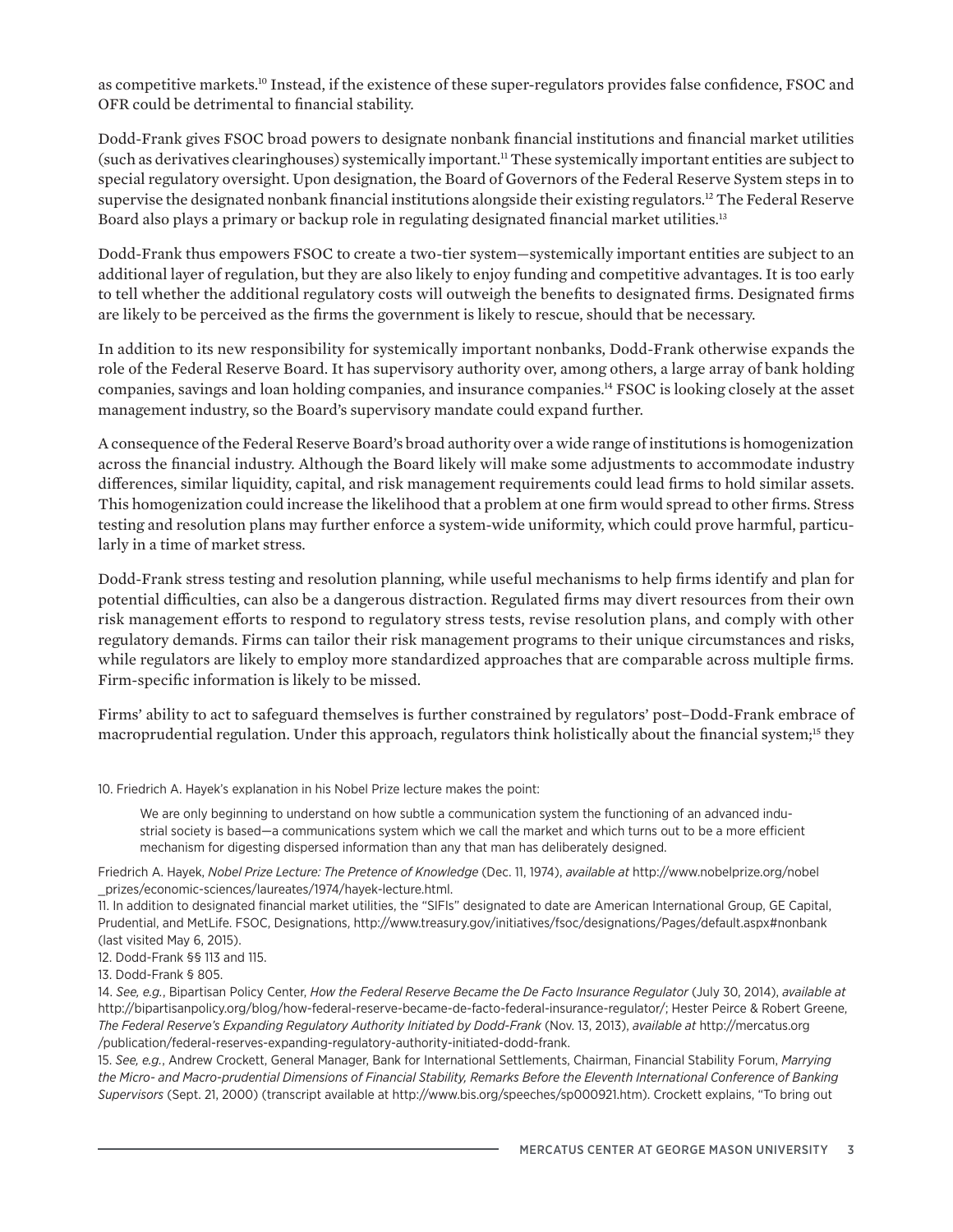as competitive markets.[10] Instead, if the existence of these super-regulators provides false confidence, FSOC and OFR could be detrimental to financial stability.

Dodd-Frank gives FSOC broad powers to designate nonbank financial institutions and financial market utilities (such as derivatives clearinghouses) systemically important.[11] These systemically important entities are subject to special regulatory oversight. Upon designation, the Board of Governors of the Federal Reserve System steps in to supervise the designated nonbank financial institutions alongside their existing regulators.[12] The Federal Reserve Board also plays a primary or backup role in regulating designated financial market utilities.[13]

Dodd-Frank thus empowers FSOC to create a two-tier system—systemically important entities are subject to an additional layer of regulation, but they are also likely to enjoy funding and competitive advantages. It is too early to tell whether the additional regulatory costs will outweigh the benefits to designated firms. Designated firms are likely to be perceived as the firms the government is likely to rescue, should that be necessary.

In addition to its new responsibility for systemically important nonbanks, Dodd-Frank otherwise expands the role of the Federal Reserve Board. It has supervisory authority over, among others, a large array of bank holding companies, savings and loan holding companies, and insurance companies.[14] FSOC is looking closely at the asset management industry, so the Board's supervisory mandate could expand further.

A consequence of the Federal Reserve Board's broad authority over a wide range of institutions is homogenization across the financial industry. Although the Board likely will make some adjustments to accommodate industry differences, similar liquidity, capital, and risk management requirements could lead firms to hold similar assets. This homogenization could increase the likelihood that a problem at one firm would spread to other firms. Stress testing and resolution plans may further enforce a system-wide uniformity, which could prove harmful, particularly in a time of market stress.

Dodd-Frank stress testing and resolution planning, while useful mechanisms to help firms identify and plan for potential difficulties, can also be a dangerous distraction. Regulated firms may divert resources from their own risk management efforts to respond to regulatory stress tests, revise resolution plans, and comply with other regulatory demands. Firms can tailor their risk management programs to their unique circumstances and risks, while regulators are likely to employ more standardized approaches that are comparable across multiple firms. Firm-specific information is likely to be missed.

Firms' ability to act to safeguard themselves is further constrained by regulators' post–Dodd-Frank embrace of macroprudential regulation. Under this approach, regulators think holistically about the financial system;[15] they

10. Friedrich A. Hayek's explanation in his Nobel Prize lecture makes the point:

> We are only beginning to understand on how subtle a communication system the functioning of an advanced industrial society is based—a communications system which we call the market and which turns out to be a more efficient mechanism for digesting dispersed information than any that man has deliberately designed.

Friedrich A. Hayek, *Nobel Prize Lecture: The Pretence of Knowledge* (Dec. 11, 1974), *available at* http://www.nobelprize.org/nobel_prizes/economic-sciences/laureates/1974/hayek-lecture.html.

11. In addition to designated financial market utilities, the "SIFIs" designated to date are American International Group, GE Capital, Prudential, and MetLife. FSOC, Designations, http://www.treasury.gov/initiatives/fsoc/designations/Pages/default.aspx#nonbank (last visited May 6, 2015).

12. Dodd-Frank §§ 113 and 115.

13. Dodd-Frank § 805.

14. *See, e.g.*, Bipartisan Policy Center, *How the Federal Reserve Became the De Facto Insurance Regulator* (July 30, 2014), *available at* http://bipartisanpolicy.org/blog/how-federal-reserve-became-de-facto-federal-insurance-regulator/; Hester Peirce & Robert Greene, *The Federal Reserve's Expanding Regulatory Authority Initiated by Dodd-Frank* (Nov. 13, 2013), *available at* http://mercatus.org/publication/federal-reserves-expanding-regulatory-authority-initiated-dodd-frank.

15. *See, e.g.*, Andrew Crockett, General Manager, Bank for International Settlements, Chairman, Financial Stability Forum, *Marrying the Micro- and Macro-prudential Dimensions of Financial Stability, Remarks Before the Eleventh International Conference of Banking Supervisors* (Sept. 21, 2000) (transcript available at http://www.bis.org/speeches/sp000921.htm). Crockett explains, "To bring out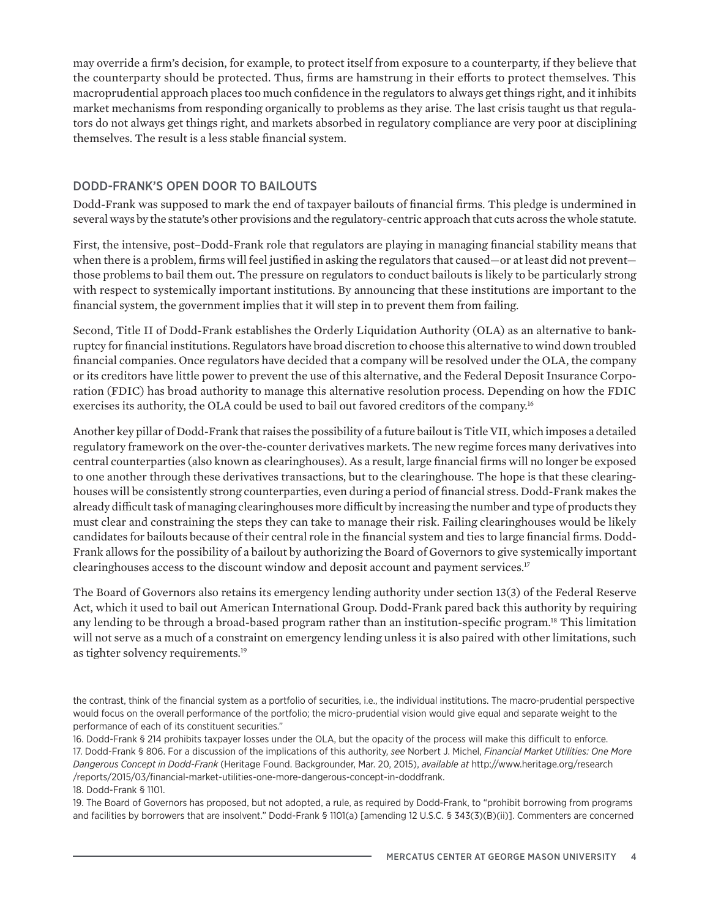may override a firm's decision, for example, to protect itself from exposure to a counterparty, if they believe that the counterparty should be protected. Thus, firms are hamstrung in their efforts to protect themselves. This macroprudential approach places too much confidence in the regulators to always get things right, and it inhibits market mechanisms from responding organically to problems as they arise. The last crisis taught us that regulators do not always get things right, and markets absorbed in regulatory compliance are very poor at disciplining themselves. The result is a less stable financial system.

## DODD-FRANK'S OPEN DOOR TO BAILOUTS

Dodd-Frank was supposed to mark the end of taxpayer bailouts of financial firms. This pledge is undermined in several ways by the statute's other provisions and the regulatory-centric approach that cuts across the whole statute.

First, the intensive, post–Dodd-Frank role that regulators are playing in managing financial stability means that when there is a problem, firms will feel justified in asking the regulators that caused—or at least did not prevent—those problems to bail them out. The pressure on regulators to conduct bailouts is likely to be particularly strong with respect to systemically important institutions. By announcing that these institutions are important to the financial system, the government implies that it will step in to prevent them from failing.

Second, Title II of Dodd-Frank establishes the Orderly Liquidation Authority (OLA) as an alternative to bankruptcy for financial institutions. Regulators have broad discretion to choose this alternative to wind down troubled financial companies. Once regulators have decided that a company will be resolved under the OLA, the company or its creditors have little power to prevent the use of this alternative, and the Federal Deposit Insurance Corporation (FDIC) has broad authority to manage this alternative resolution process. Depending on how the FDIC exercises its authority, the OLA could be used to bail out favored creditors of the company.[16]

Another key pillar of Dodd-Frank that raises the possibility of a future bailout is Title VII, which imposes a detailed regulatory framework on the over-the-counter derivatives markets. The new regime forces many derivatives into central counterparties (also known as clearinghouses). As a result, large financial firms will no longer be exposed to one another through these derivatives transactions, but to the clearinghouse. The hope is that these clearinghouses will be consistently strong counterparties, even during a period of financial stress. Dodd-Frank makes the already difficult task of managing clearinghouses more difficult by increasing the number and type of products they must clear and constraining the steps they can take to manage their risk. Failing clearinghouses would be likely candidates for bailouts because of their central role in the financial system and ties to large financial firms. Dodd-Frank allows for the possibility of a bailout by authorizing the Board of Governors to give systemically important clearinghouses access to the discount window and deposit account and payment services.[17]

The Board of Governors also retains its emergency lending authority under section 13(3) of the Federal Reserve Act, which it used to bail out American International Group. Dodd-Frank pared back this authority by requiring any lending to be through a broad-based program rather than an institution-specific program.[18] This limitation will not serve as a much of a constraint on emergency lending unless it is also paired with other limitations, such as tighter solvency requirements.[19]

---

the contrast, think of the financial system as a portfolio of securities, i.e., the individual institutions. The macro-prudential perspective would focus on the overall performance of the portfolio; the micro-prudential vision would give equal and separate weight to the performance of each of its constituent securities."

16. Dodd-Frank § 214 prohibits taxpayer losses under the OLA, but the opacity of the process will make this difficult to enforce.

17. Dodd-Frank § 806. For a discussion of the implications of this authority, *see* Norbert J. Michel, *Financial Market Utilities: One More Dangerous Concept in Dodd-Frank* (Heritage Found. Backgrounder, Mar. 20, 2015), *available at* http://www.heritage.org/research/reports/2015/03/financial-market-utilities-one-more-dangerous-concept-in-doddfrank.

18. Dodd-Frank § 1101.

19. The Board of Governors has proposed, but not adopted, a rule, as required by Dodd-Frank, to "prohibit borrowing from programs and facilities by borrowers that are insolvent." Dodd-Frank § 1101(a) [amending 12 U.S.C. § 343(3)(B)(ii)]. Commenters are concerned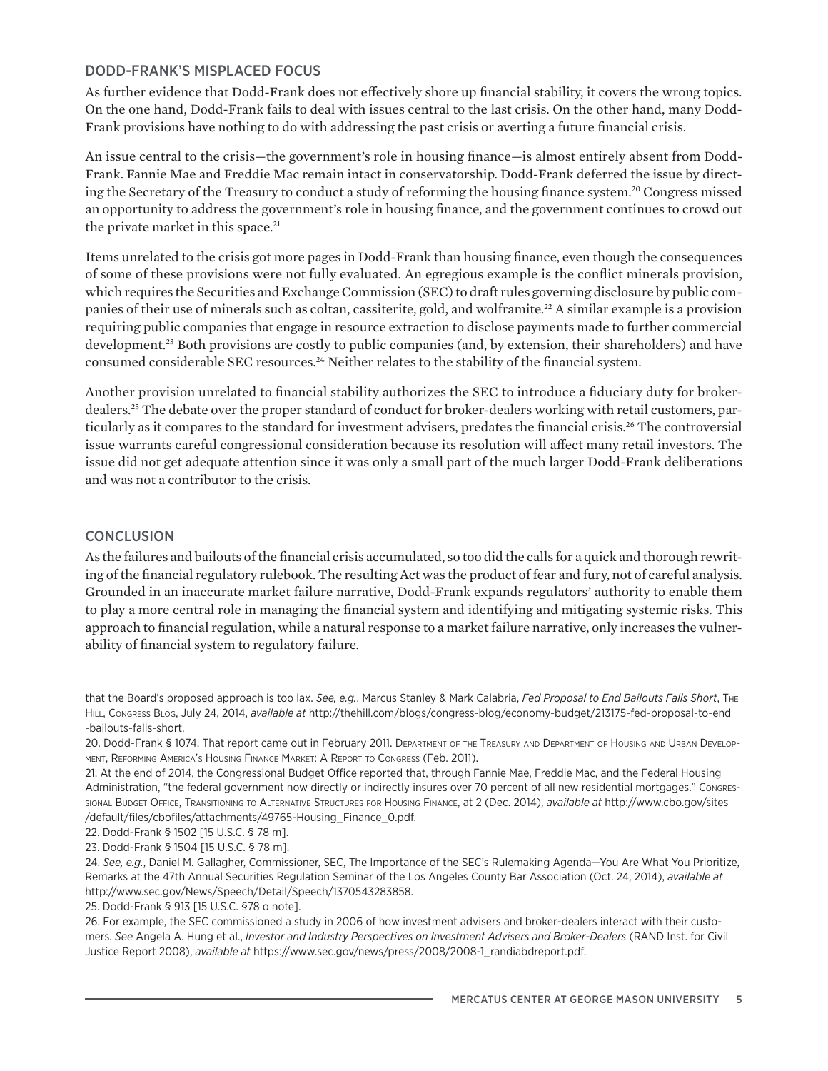## DODD-FRANK'S MISPLACED FOCUS

As further evidence that Dodd-Frank does not effectively shore up financial stability, it covers the wrong topics. On the one hand, Dodd-Frank fails to deal with issues central to the last crisis. On the other hand, many Dodd-Frank provisions have nothing to do with addressing the past crisis or averting a future financial crisis.

An issue central to the crisis—the government's role in housing finance—is almost entirely absent from Dodd-Frank. Fannie Mae and Freddie Mac remain intact in conservatorship. Dodd-Frank deferred the issue by directing the Secretary of the Treasury to conduct a study of reforming the housing finance system.[20] Congress missed an opportunity to address the government's role in housing finance, and the government continues to crowd out the private market in this space.[21]

Items unrelated to the crisis got more pages in Dodd-Frank than housing finance, even though the consequences of some of these provisions were not fully evaluated. An egregious example is the conflict minerals provision, which requires the Securities and Exchange Commission (SEC) to draft rules governing disclosure by public companies of their use of minerals such as coltan, cassiterite, gold, and wolframite.[22] A similar example is a provision requiring public companies that engage in resource extraction to disclose payments made to further commercial development.[23] Both provisions are costly to public companies (and, by extension, their shareholders) and have consumed considerable SEC resources.[24] Neither relates to the stability of the financial system.

Another provision unrelated to financial stability authorizes the SEC to introduce a fiduciary duty for broker-dealers.[25] The debate over the proper standard of conduct for broker-dealers working with retail customers, particularly as it compares to the standard for investment advisers, predates the financial crisis.[26] The controversial issue warrants careful congressional consideration because its resolution will affect many retail investors. The issue did not get adequate attention since it was only a small part of the much larger Dodd-Frank deliberations and was not a contributor to the crisis.

## CONCLUSION

As the failures and bailouts of the financial crisis accumulated, so too did the calls for a quick and thorough rewriting of the financial regulatory rulebook. The resulting Act was the product of fear and fury, not of careful analysis. Grounded in an inaccurate market failure narrative, Dodd-Frank expands regulators' authority to enable them to play a more central role in managing the financial system and identifying and mitigating systemic risks. This approach to financial regulation, while a natural response to a market failure narrative, only increases the vulnerability of financial system to regulatory failure.

---

that the Board's proposed approach is too lax. *See, e.g.*, Marcus Stanley & Mark Calabria, *Fed Proposal to End Bailouts Falls Short*, The Hill, Congress Blog, July 24, 2014, *available at* http://thehill.com/blogs/congress-blog/economy-budget/213175-fed-proposal-to-end-bailouts-falls-short.

20. Dodd-Frank § 1074. That report came out in February 2011. Department of the Treasury and Department of Housing and Urban Development, Reforming America's Housing Finance Market: A Report to Congress (Feb. 2011).

21. At the end of 2014, the Congressional Budget Office reported that, through Fannie Mae, Freddie Mac, and the Federal Housing Administration, "the federal government now directly or indirectly insures over 70 percent of all new residential mortgages." Congressional Budget Office, Transitioning to Alternative Structures for Housing Finance, at 2 (Dec. 2014), *available at* http://www.cbo.gov/sites/default/files/cbofiles/attachments/49765-Housing_Finance_0.pdf.

22. Dodd-Frank § 1502 [15 U.S.C. § 78 m].

23. Dodd-Frank § 1504 [15 U.S.C. § 78 m].

24. *See, e.g.*, Daniel M. Gallagher, Commissioner, SEC, The Importance of the SEC's Rulemaking Agenda—You Are What You Prioritize, Remarks at the 47th Annual Securities Regulation Seminar of the Los Angeles County Bar Association (Oct. 24, 2014), *available at* http://www.sec.gov/News/Speech/Detail/Speech/1370543283858.

25. Dodd-Frank § 913 [15 U.S.C. §78 o note].

26. For example, the SEC commissioned a study in 2006 of how investment advisers and broker-dealers interact with their customers. *See* Angela A. Hung et al., *Investor and Industry Perspectives on Investment Advisers and Broker-Dealers* (RAND Inst. for Civil Justice Report 2008), *available at* https://www.sec.gov/news/press/2008/2008-1_randiabdreport.pdf.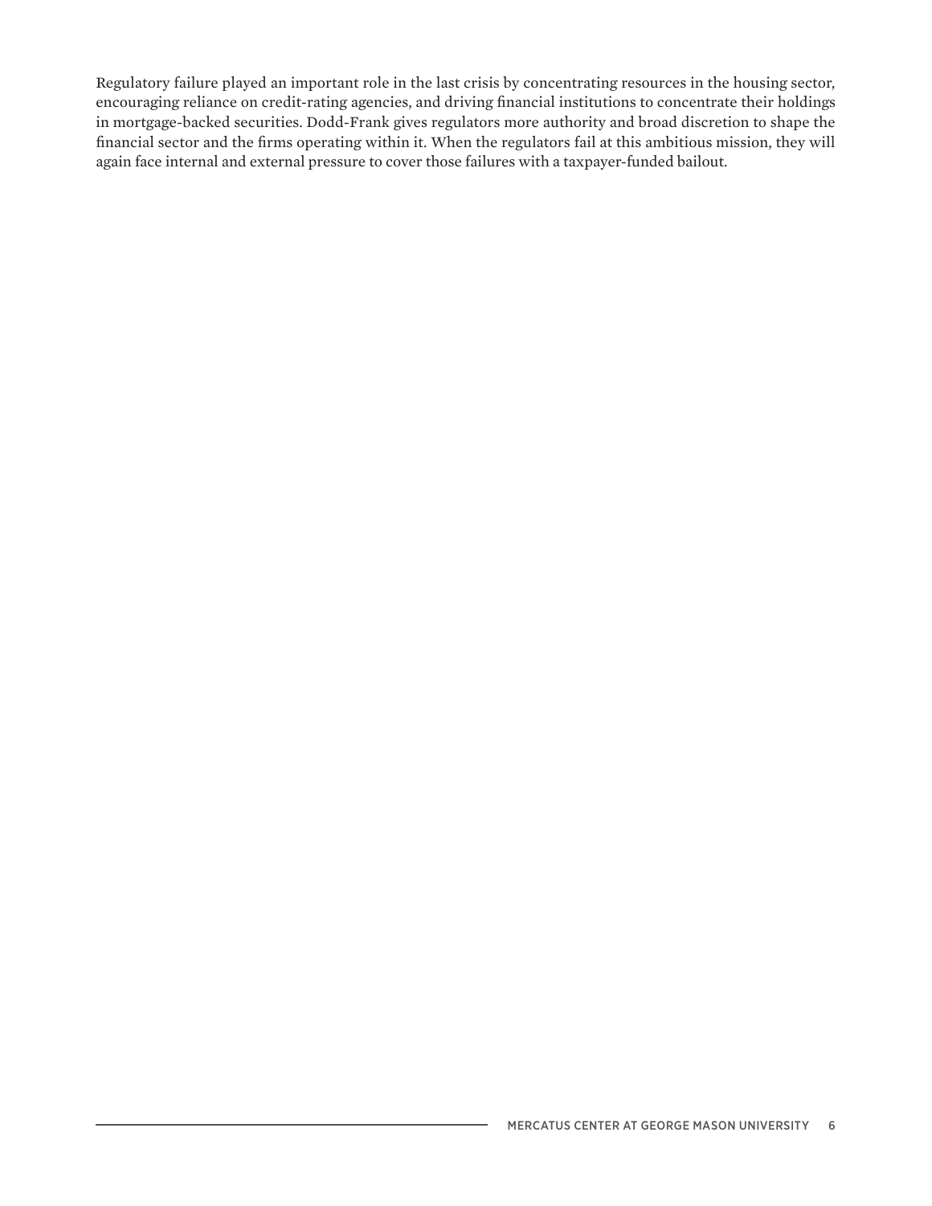Regulatory failure played an important role in the last crisis by concentrating resources in the housing sector, encouraging reliance on credit-rating agencies, and driving financial institutions to concentrate their holdings in mortgage-backed securities. Dodd-Frank gives regulators more authority and broad discretion to shape the financial sector and the firms operating within it. When the regulators fail at this ambitious mission, they will again face internal and external pressure to cover those failures with a taxpayer-funded bailout.